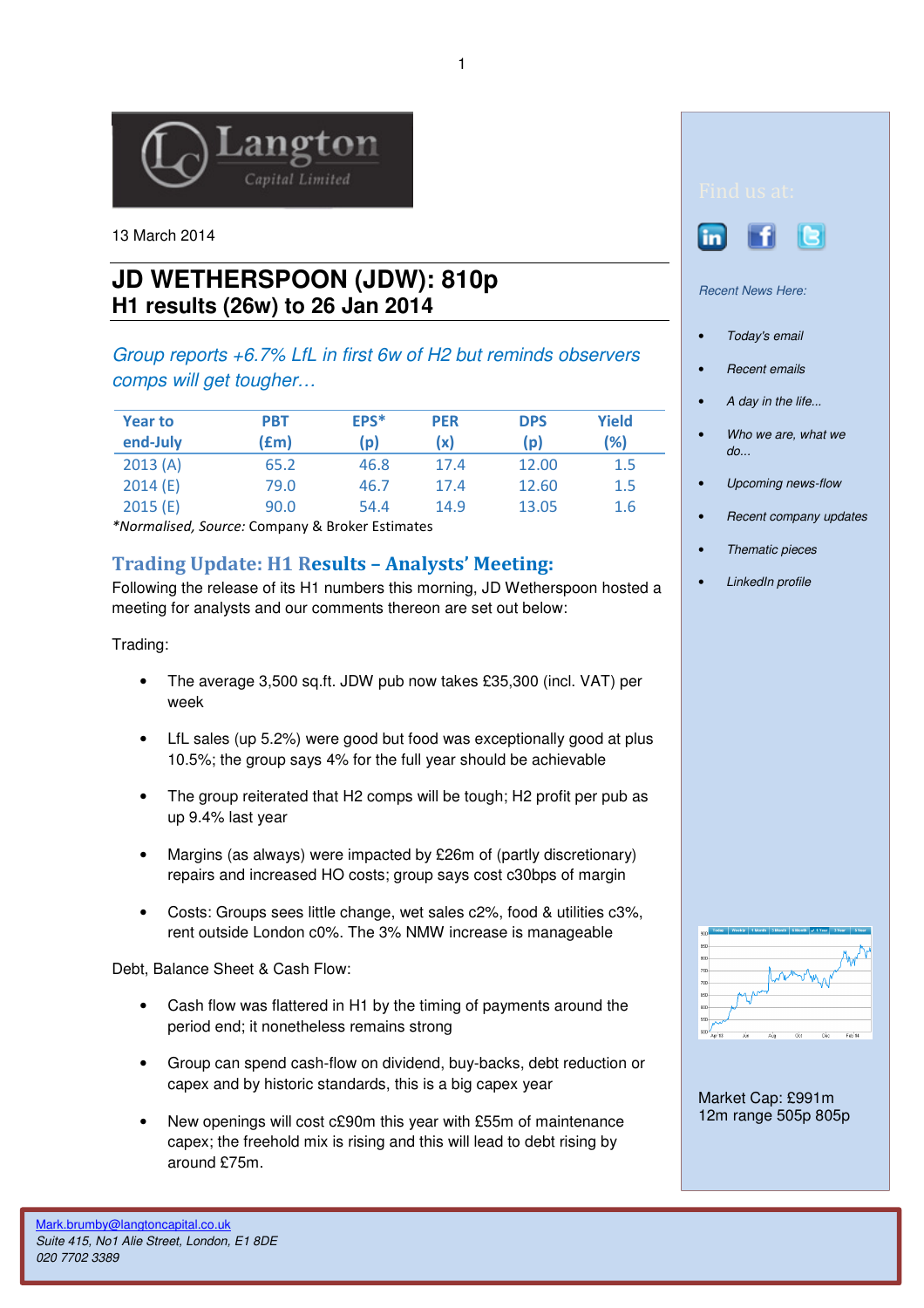13 March 2014

# JD WETHERSPOON (JDW): 810p

## H1 results (26w) to 26 Jan 2014

*Group reports +6.7% LfL in first 6w of H2 but reminds observers comps will get tougher…*

| Year to end-July | PBT (£m) | EPS* (p) | PER (x) | DPS (p) | Yield (%) |
|---|---|---|---|---|---|
| 2013 (A) | 65.2 | 46.8 | 17.4 | 12.00 | 1.5 |
| 2014 (E) | 79.0 | 46.7 | 17.4 | 12.60 | 1.5 |
| 2015 (E) | 90.0 | 54.4 | 14.9 | 13.05 | 1.6 |

*Normalised, *Source:* Company & Broker Estimates

### Trading Update: H1 Results – Analysts' Meeting:

Following the release of its H1 numbers this morning, JD Wetherspoon hosted a meeting for analysts and our comments thereon are set out below:

Trading:

- The average 3,500 sq.ft. JDW pub now takes £35,300 (incl. VAT) per week
- LfL sales (up 5.2%) were good but food was exceptionally good at plus 10.5%; the group says 4% for the full year should be achievable
- The group reiterated that H2 comps will be tough; H2 profit per pub as up 9.4% last year
- Margins (as always) were impacted by £26m of (partly discretionary) repairs and increased HO costs; group says cost c30bps of margin
- Costs: Groups sees little change, wet sales c2%, food & utilities c3%, rent outside London c0%. The 3% NMW increase is manageable

Debt, Balance Sheet & Cash Flow:

- Cash flow was flattered in H1 by the timing of payments around the period end; it nonetheless remains strong
- Group can spend cash-flow on dividend, buy-backs, debt reduction or capex and by historic standards, this is a big capex year
- New openings will cost c£90m this year with £55m of maintenance capex; the freehold mix is rising and this will lead to debt rising by around £75m.

Find us at:

*Recent News Here:*

- *Today's email*
- *Recent emails*
- *A day in the life...*
- *Who we are, what we do...*
- *Upcoming news-flow*
- *Recent company updates*
- *Thematic pieces*
- *LinkedIn profile*

Market Cap: £991m
12m range 505p 805p

Mark.brumby@langtoncapital.co.uk
*Suite 415, No1 Alie Street, London, E1 8DE*
*020 7702 3389*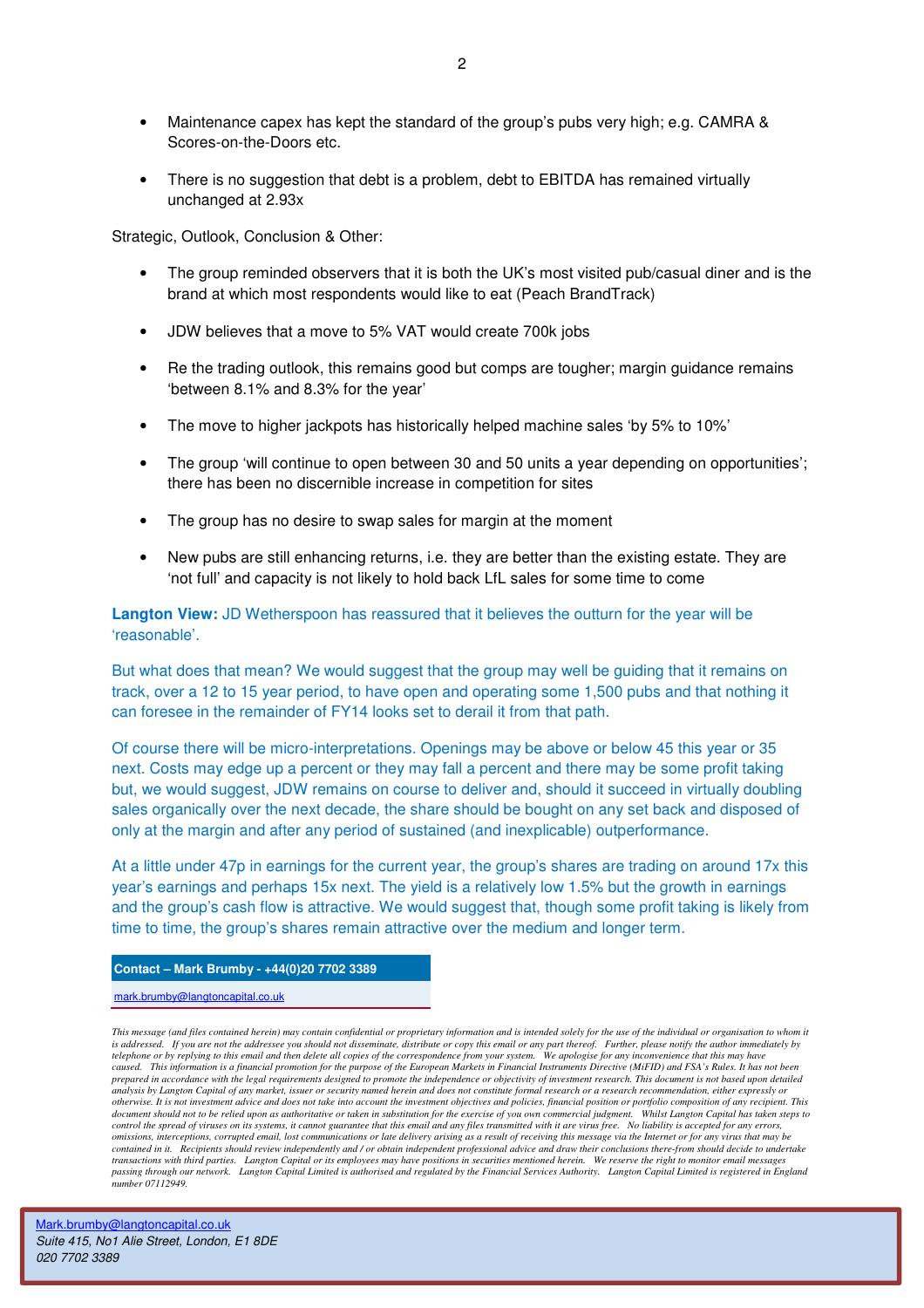- Maintenance capex has kept the standard of the group's pubs very high; e.g. CAMRA & Scores-on-the-Doors etc.

- There is no suggestion that debt is a problem, debt to EBITDA has remained virtually unchanged at 2.93x

Strategic, Outlook, Conclusion & Other:

- The group reminded observers that it is both the UK's most visited pub/casual diner and is the brand at which most respondents would like to eat (Peach BrandTrack)

- JDW believes that a move to 5% VAT would create 700k jobs

- Re the trading outlook, this remains good but comps are tougher; margin guidance remains 'between 8.1% and 8.3% for the year'

- The move to higher jackpots has historically helped machine sales 'by 5% to 10%'

- The group 'will continue to open between 30 and 50 units a year depending on opportunities'; there has been no discernible increase in competition for sites

- The group has no desire to swap sales for margin at the moment

- New pubs are still enhancing returns, i.e. they are better than the existing estate. They are 'not full' and capacity is not likely to hold back LfL sales for some time to come

**Langton View:** JD Wetherspoon has reassured that it believes the outturn for the year will be 'reasonable'.

But what does that mean? We would suggest that the group may well be guiding that it remains on track, over a 12 to 15 year period, to have open and operating some 1,500 pubs and that nothing it can foresee in the remainder of FY14 looks set to derail it from that path.

Of course there will be micro-interpretations. Openings may be above or below 45 this year or 35 next. Costs may edge up a percent or they may fall a percent and there may be some profit taking but, we would suggest, JDW remains on course to deliver and, should it succeed in virtually doubling sales organically over the next decade, the share should be bought on any set back and disposed of only at the margin and after any period of sustained (and inexplicable) outperformance.

At a little under 47p in earnings for the current year, the group's shares are trading on around 17x this year's earnings and perhaps 15x next. The yield is a relatively low 1.5% but the growth in earnings and the group's cash flow is attractive. We would suggest that, though some profit taking is likely from time to time, the group's shares remain attractive over the medium and longer term.

**Contact – Mark Brumby - +44(0)20 7702 3389**

mark.brumby@langtoncapital.co.uk

*This message (and files contained herein) may contain confidential or proprietary information and is intended solely for the use of the individual or organisation to whom it is addressed. If you are not the addressee you should not disseminate, distribute or copy this email or any part thereof. Further, please notify the author immediately by telephone or by replying to this email and then delete all copies of the correspondence from your system. We apologise for any inconvenience that this may have caused. This information is a financial promotion for the purpose of the European Markets in Financial Instruments Directive (MiFID) and FSA's Rules. It has not been prepared in accordance with the legal requirements designed to promote the independence or objectivity of investment research. This document is not based upon detailed analysis by Langton Capital of any market, issuer or security named herein and does not constitute formal research or a research recommendation, either expressly or otherwise. It is not investment advice and does not take into account the investment objectives and policies, financial position or portfolio composition of any recipient. This document should not to be relied upon as authoritative or taken in substitution for the exercise of you own commercial judgment. Whilst Langton Capital has taken steps to control the spread of viruses on its systems, it cannot guarantee that this email and any files transmitted with it are virus free. No liability is accepted for any errors, omissions, interceptions, corrupted email, lost communications or late delivery arising as a result of receiving this message via the Internet or for any virus that may be contained in it. Recipients should review independently and / or obtain independent professional advice and draw their conclusions there-from should decide to undertake transactions with third parties. Langton Capital or its employees may have positions in securities mentioned herein. We reserve the right to monitor email messages passing through our network. Langton Capital Limited is authorised and regulated by the Financial Services Authority. Langton Capital Limited is registered in England number 07112949.*

Mark.brumby@langtoncapital.co.uk
*Suite 415, No1 Alie Street, London, E1 8DE*
*020 7702 3389*